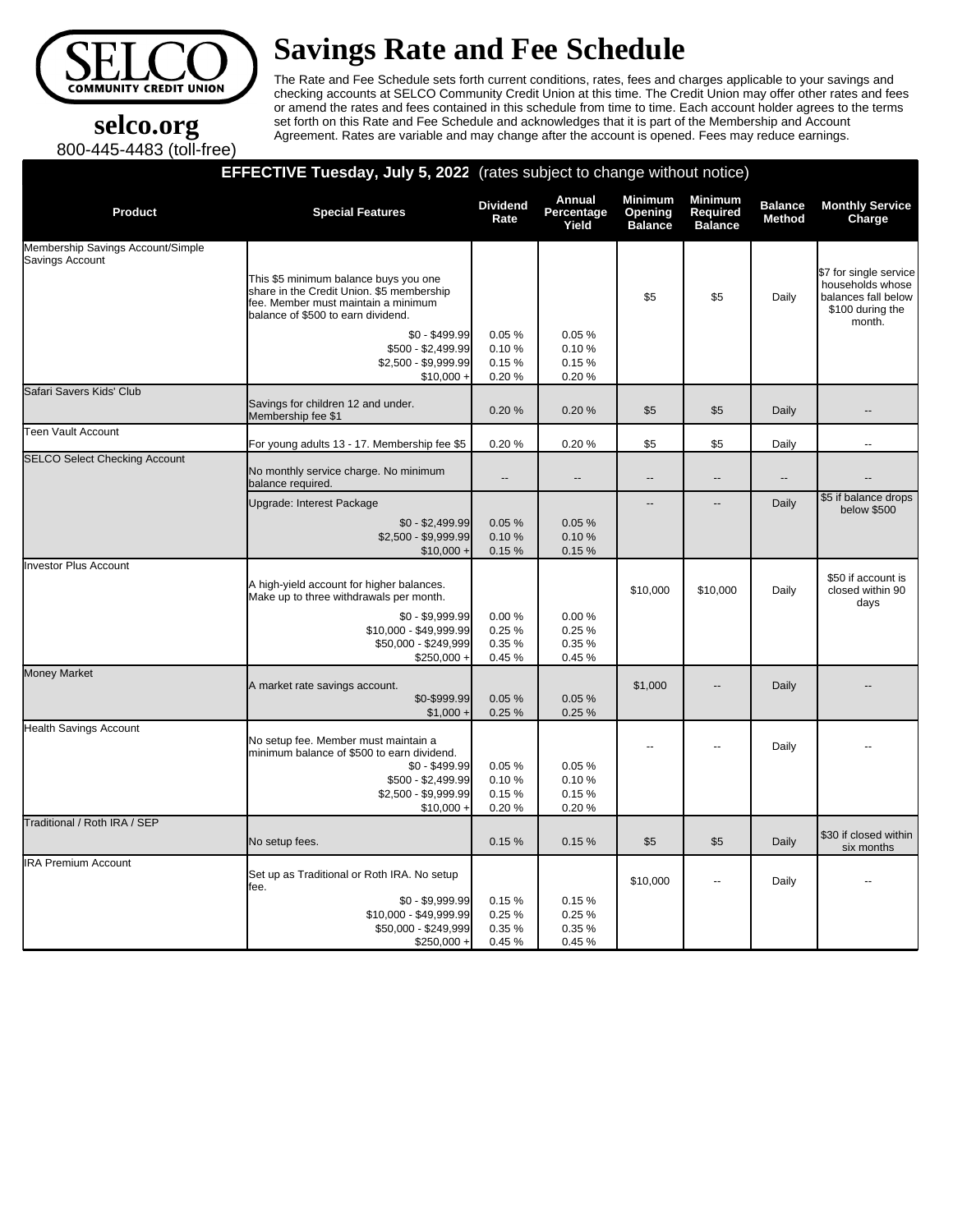# Savings Rate and Fee Schedule

**SELCO COMMUNITY CREDIT UNION**

**selco.org**
800-445-4483 (toll-free)

The Rate and Fee Schedule sets forth current conditions, rates, fees and charges applicable to your savings and checking accounts at SELCO Community Credit Union at this time. The Credit Union may offer other rates and fees or amend the rates and fees contained in this schedule from time to time. Each account holder agrees to the terms set forth on this Rate and Fee Schedule and acknowledges that it is part of the Membership and Account Agreement. Rates are variable and may change after the account is opened. Fees may reduce earnings.

**EFFECTIVE Tuesday, July 5, 2022** (rates subject to change without notice)

| Product | Special Features | Dividend Rate | Annual Percentage Yield | Minimum Opening Balance | Minimum Required Balance | Balance Method | Monthly Service Charge |
|---|---|---|---|---|---|---|---|
| Membership Savings Account/Simple Savings Account | This $5 minimum balance buys you one share in the Credit Union. $5 membership fee. Member must maintain a minimum balance of $500 to earn dividend. | | | $5 | $5 | Daily | $7 for single service households whose balances fall below $100 during the month. |
| | $0 - $499.99 | 0.05 % | 0.05 % | | | | |
| | $500 - $2,499.99 | 0.10 % | 0.10 % | | | | |
| | $2,500 - $9,999.99 | 0.15 % | 0.15 % | | | | |
| | $10,000 + | 0.20 % | 0.20 % | | | | |
| Safari Savers Kids' Club | Savings for children 12 and under. Membership fee $1 | 0.20 % | 0.20 % | $5 | $5 | Daily | -- |
| Teen Vault Account | For young adults 13 - 17. Membership fee $5 | 0.20 % | 0.20 % | $5 | $5 | Daily | -- |
| SELCO Select Checking Account | No monthly service charge. No minimum balance required. | -- | -- | -- | -- | -- | -- |
| | Upgrade: Interest Package | | | -- | -- | Daily | $5 if balance drops below $500 |
| | $0 - $2,499.99 | 0.05 % | 0.05 % | | | | |
| | $2,500 - $9,999.99 | 0.10 % | 0.10 % | | | | |
| | $10,000 + | 0.15 % | 0.15 % | | | | |
| Investor Plus Account | A high-yield account for higher balances. Make up to three withdrawals per month. | | | $10,000 | $10,000 | Daily | $50 if account is closed within 90 days |
| | $0 - $9,999.99 | 0.00 % | 0.00 % | | | | |
| | $10,000 - $49,999.99 | 0.25 % | 0.25 % | | | | |
| | $50,000 - $249,999 | 0.35 % | 0.35 % | | | | |
| | $250,000 + | 0.45 % | 0.45 % | | | | |
| Money Market | A market rate savings account. | | | $1,000 | -- | Daily | -- |
| | $0-$999.99 | 0.05 % | 0.05 % | | | | |
| | $1,000 + | 0.25 % | 0.25 % | | | | |
| Health Savings Account | No setup fee. Member must maintain a minimum balance of $500 to earn dividend. | | | -- | -- | Daily | -- |
| | $0 - $499.99 | 0.05 % | 0.05 % | | | | |
| | $500 - $2,499.99 | 0.10 % | 0.10 % | | | | |
| | $2,500 - $9,999.99 | 0.15 % | 0.15 % | | | | |
| | $10,000 + | 0.20 % | 0.20 % | | | | |
| Traditional / Roth IRA / SEP | No setup fees. | 0.15 % | 0.15 % | $5 | $5 | Daily | $30 if closed within six months |
| IRA Premium Account | Set up as Traditional or Roth IRA. No setup fee. | | | $10,000 | -- | Daily | -- |
| | $0 - $9,999.99 | 0.15 % | 0.15 % | | | | |
| | $10,000 - $49,999.99 | 0.25 % | 0.25 % | | | | |
| | $50,000 - $249,999 | 0.35 % | 0.35 % | | | | |
| | $250,000 + | 0.45 % | 0.45 % | | | | |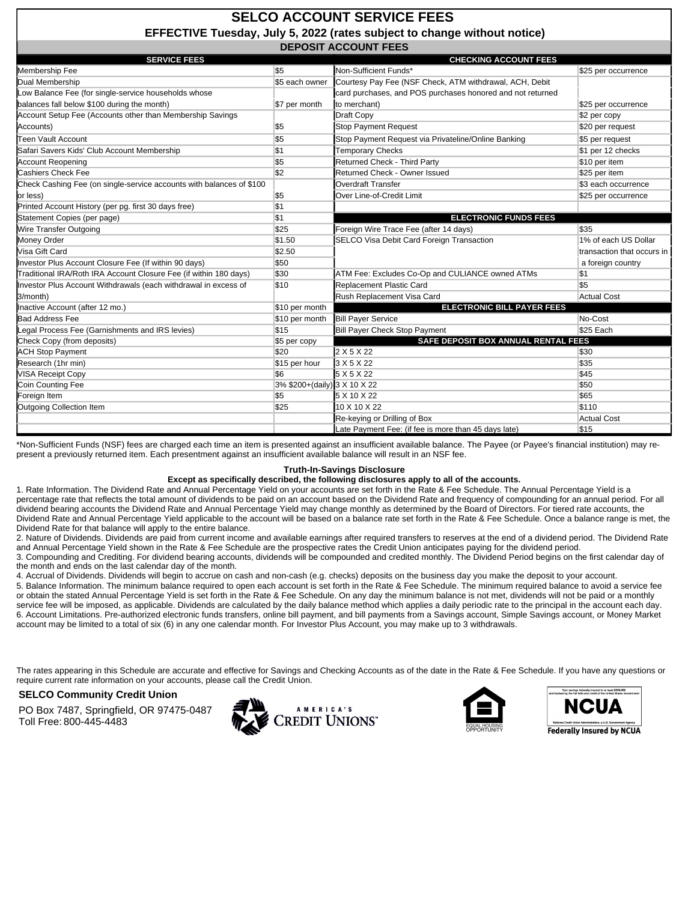# SELCO ACCOUNT SERVICE FEES

**EFFECTIVE Tuesday, July 5, 2022 (rates subject to change without notice)**

## DEPOSIT ACCOUNT FEES

| SERVICE FEES | | CHECKING ACCOUNT FEES | |
|---|---|---|---|
| Membership Fee | $5 | Non-Sufficient Funds* | $25 per occurrence |
| Dual Membership | $5 each owner | Courtesy Pay Fee (NSF Check, ATM withdrawal, ACH, Debit card purchases, and POS purchases honored and not returned to merchant) | $25 per occurrence |
| Low Balance Fee (for single-service households whose balances fall below $100 during the month) | $7 per month | Draft Copy | $2 per copy |
| Account Setup Fee (Accounts other than Membership Savings Accounts) | $5 | Stop Payment Request | $20 per request |
| Teen Vault Account | $5 | Stop Payment Request via Privateline/Online Banking | $5 per request |
| Safari Savers Kids' Club Account Membership | $1 | Temporary Checks | $1 per 12 checks |
| Account Reopening | $5 | Returned Check - Third Party | $10 per item |
| Cashiers Check Fee | $2 | Returned Check - Owner Issued | $25 per item |
| Check Cashing Fee (on single-service accounts with balances of $100 or less) | $5 | Overdraft Transfer | $3 each occurrence |
| | | Over Line-of-Credit Limit | $25 per occurrence |
| Printed Account History (per pg. first 30 days free) | $1 | | |
| Statement Copies (per page) | $1 | **ELECTRONIC FUNDS FEES** | |
| Wire Transfer Outgoing | $25 | Foreign Wire Trace Fee (after 14 days) | $35 |
| Money Order | $1.50 | SELCO Visa Debit Card Foreign Transaction | 1% of each US Dollar transaction that occurs in a foreign country |
| Visa Gift Card | $2.50 | | |
| Investor Plus Account Closure Fee (If within 90 days) | $50 | | |
| Traditional IRA/Roth IRA Account Closure Fee (if within 180 days) | $30 | ATM Fee: Excludes Co-Op and CULIANCE owned ATMs | $1 |
| Investor Plus Account Withdrawals (each withdrawal in excess of 3/month) | $10 | Replacement Plastic Card | $5 |
| | | Rush Replacement Visa Card | Actual Cost |
| Inactive Account (after 12 mo.) | $10 per month | **ELECTRONIC BILL PAYER FEES** | |
| Bad Address Fee | $10 per month | Bill Payer Service | No-Cost |
| Legal Process Fee (Garnishments and IRS levies) | $15 | Bill Payer Check Stop Payment | $25 Each |
| Check Copy (from deposits) | $5 per copy | **SAFE DEPOSIT BOX ANNUAL RENTAL FEES** | |
| ACH Stop Payment | $20 | 2 X 5 X 22 | $30 |
| Research (1hr min) | $15 per hour | 3 X 5 X 22 | $35 |
| VISA Receipt Copy | $6 | 5 X 5 X 22 | $45 |
| Coin Counting Fee | 3% $200+(daily) | 3 X 10 X 22 | $50 |
| Foreign Item | $5 | 5 X 10 X 22 | $65 |
| Outgoing Collection Item | $25 | 10 X 10 X 22 | $110 |
| | | Re-keying or Drilling of Box | Actual Cost |
| | | Late Payment Fee: (if fee is more than 45 days late) | $15 |

*Non-Sufficient Funds (NSF) fees are charged each time an item is presented against an insufficient available balance. The Payee (or Payee's financial institution) may re-present a previously returned item. Each presentment against an insufficient available balance will result in an NSF fee.

### Truth-In-Savings Disclosure

**Except as specifically described, the following disclosures apply to all of the accounts.**

1. Rate Information. The Dividend Rate and Annual Percentage Yield on your accounts are set forth in the Rate & Fee Schedule. The Annual Percentage Yield is a percentage rate that reflects the total amount of dividends to be paid on an account based on the Dividend Rate and frequency of compounding for an annual period. For all dividend bearing accounts the Dividend Rate and Annual Percentage Yield may change monthly as determined by the Board of Directors. For tiered rate accounts, the Dividend Rate and Annual Percentage Yield applicable to the account will be based on a balance rate set forth in the Rate & Fee Schedule. Once a balance range is met, the Dividend Rate for that balance will apply to the entire balance.
2. Nature of Dividends. Dividends are paid from current income and available earnings after required transfers to reserves at the end of a dividend period. The Dividend Rate and Annual Percentage Yield shown in the Rate & Fee Schedule are the prospective rates the Credit Union anticipates paying for the dividend period.
3. Compounding and Crediting. For dividend bearing accounts, dividends will be compounded and credited monthly. The Dividend Period begins on the first calendar day of the month and ends on the last calendar day of the month.
4. Accrual of Dividends. Dividends will begin to accrue on cash and non-cash (e.g. checks) deposits on the business day you make the deposit to your account.
5. Balance Information. The minimum balance required to open each account is set forth in the Rate & Fee Schedule. The minimum required balance to avoid a service fee or obtain the stated Annual Percentage Yield is set forth in the Rate & Fee Schedule. On any day the minimum balance is not met, dividends will not be paid or a monthly service fee will be imposed, as applicable. Dividends are calculated by the daily balance method which applies a daily periodic rate to the principal in the account each day.
6. Account Limitations. Pre-authorized electronic funds transfers, online bill payment, and bill payments from a Savings account, Simple Savings account, or Money Market account may be limited to a total of six (6) in any one calendar month. For Investor Plus Account, you may make up to 3 withdrawals.

The rates appearing in this Schedule are accurate and effective for Savings and Checking Accounts as of the date in the Rate & Fee Schedule. If you have any questions or require current rate information on your accounts, please call the Credit Union.

**SELCO Community Credit Union**

PO Box 7487, Springfield, OR 97475-0487
Toll Free: 800-445-4483

AMERICA'S CREDIT UNIONS

EQUAL HOUSING OPPORTUNITY

Federally Insured by NCUA